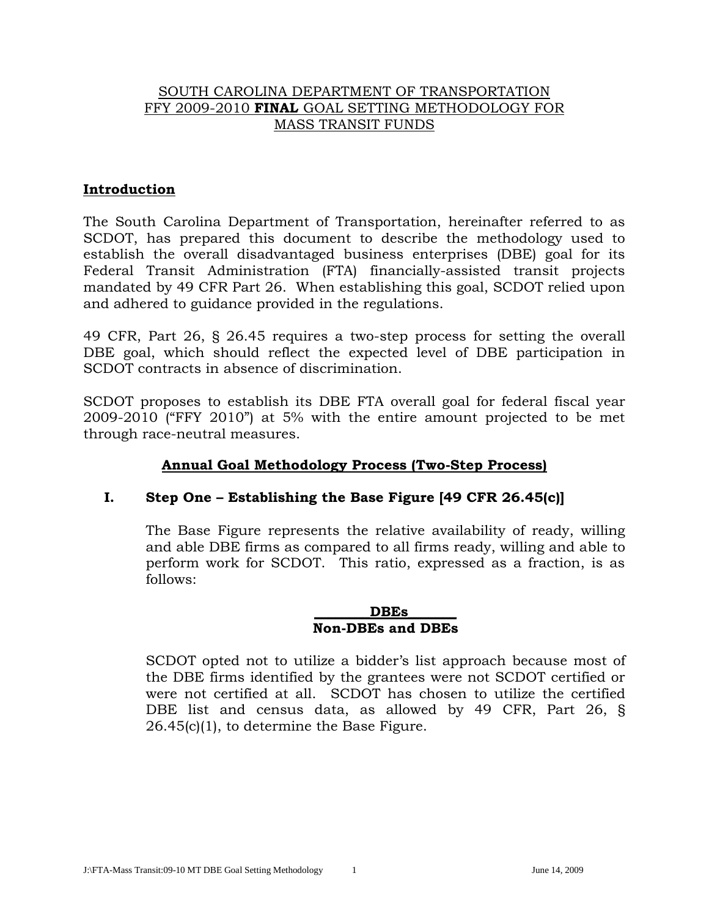# SOUTH CAROLINA DEPARTMENT OF TRANSPORTATION
# FFY 2009-2010 **FINAL** GOAL SETTING METHODOLOGY FOR MASS TRANSIT FUNDS

## Introduction

The South Carolina Department of Transportation, hereinafter referred to as SCDOT, has prepared this document to describe the methodology used to establish the overall disadvantaged business enterprises (DBE) goal for its Federal Transit Administration (FTA) financially-assisted transit projects mandated by 49 CFR Part 26. When establishing this goal, SCDOT relied upon and adhered to guidance provided in the regulations.

49 CFR, Part 26, § 26.45 requires a two-step process for setting the overall DBE goal, which should reflect the expected level of DBE participation in SCDOT contracts in absence of discrimination.

SCDOT proposes to establish its DBE FTA overall goal for federal fiscal year 2009-2010 ("FFY 2010") at 5% with the entire amount projected to be met through race-neutral measures.

## Annual Goal Methodology Process (Two-Step Process)

### I. Step One – Establishing the Base Figure [49 CFR 26.45(c)]

The Base Figure represents the relative availability of ready, willing and able DBE firms as compared to all firms ready, willing and able to perform work for SCDOT. This ratio, expressed as a fraction, is as follows:

$$\frac{\textbf{DBEs}}{\textbf{Non-DBEs and DBEs}}$$

SCDOT opted not to utilize a bidder's list approach because most of the DBE firms identified by the grantees were not SCDOT certified or were not certified at all. SCDOT has chosen to utilize the certified DBE list and census data, as allowed by 49 CFR, Part 26, § 26.45(c)(1), to determine the Base Figure.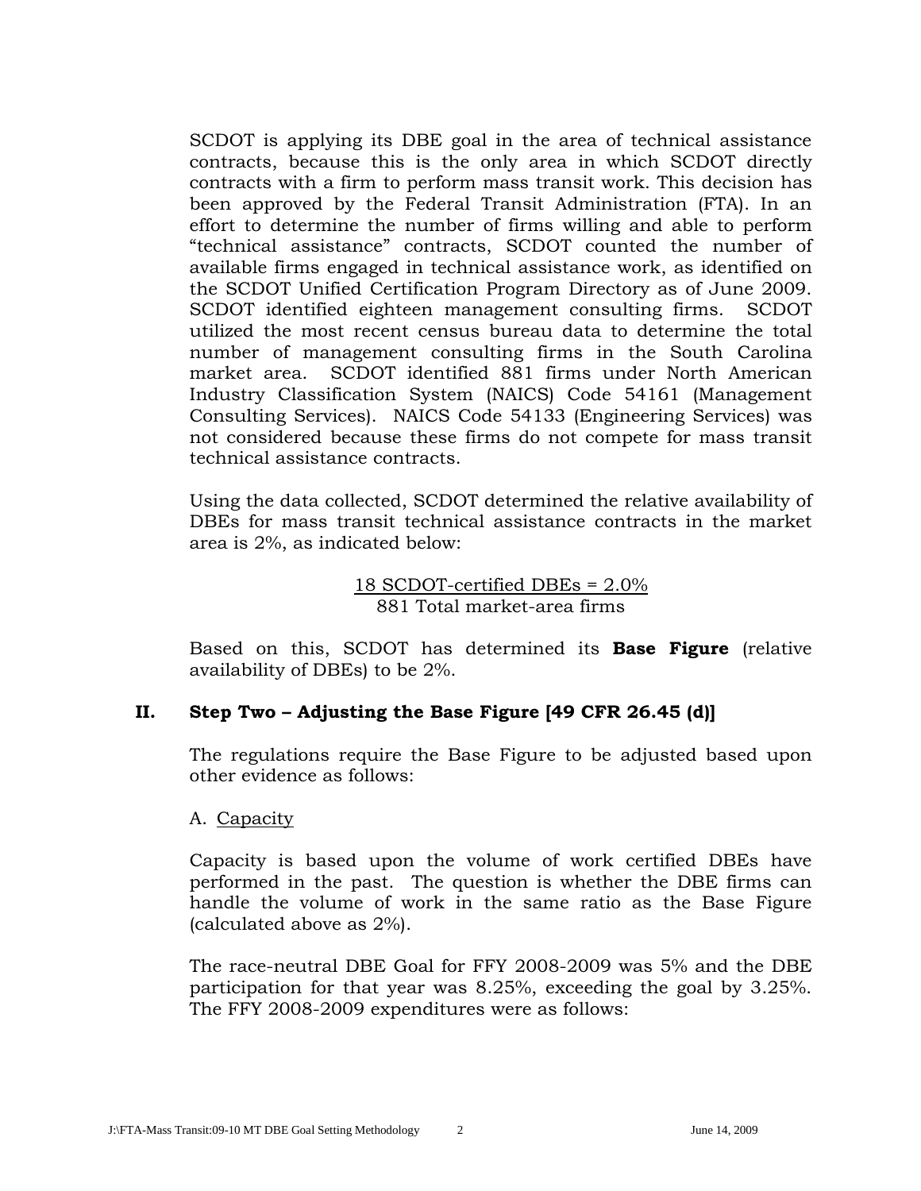SCDOT is applying its DBE goal in the area of technical assistance contracts, because this is the only area in which SCDOT directly contracts with a firm to perform mass transit work. This decision has been approved by the Federal Transit Administration (FTA). In an effort to determine the number of firms willing and able to perform "technical assistance" contracts, SCDOT counted the number of available firms engaged in technical assistance work, as identified on the SCDOT Unified Certification Program Directory as of June 2009. SCDOT identified eighteen management consulting firms. SCDOT utilized the most recent census bureau data to determine the total number of management consulting firms in the South Carolina market area. SCDOT identified 881 firms under North American Industry Classification System (NAICS) Code 54161 (Management Consulting Services). NAICS Code 54133 (Engineering Services) was not considered because these firms do not compete for mass transit technical assistance contracts.

Using the data collected, SCDOT determined the relative availability of DBEs for mass transit technical assistance contracts in the market area is 2%, as indicated below:

$$\frac{\text{18 SCDOT-certified DBEs}}{\text{881 Total market-area firms}} = 2.0\%$$

Based on this, SCDOT has determined its **Base Figure** (relative availability of DBEs) to be 2%.

## II. Step Two – Adjusting the Base Figure [49 CFR 26.45 (d)]

The regulations require the Base Figure to be adjusted based upon other evidence as follows:

A. Capacity

Capacity is based upon the volume of work certified DBEs have performed in the past. The question is whether the DBE firms can handle the volume of work in the same ratio as the Base Figure (calculated above as 2%).

The race-neutral DBE Goal for FFY 2008-2009 was 5% and the DBE participation for that year was 8.25%, exceeding the goal by 3.25%. The FFY 2008-2009 expenditures were as follows: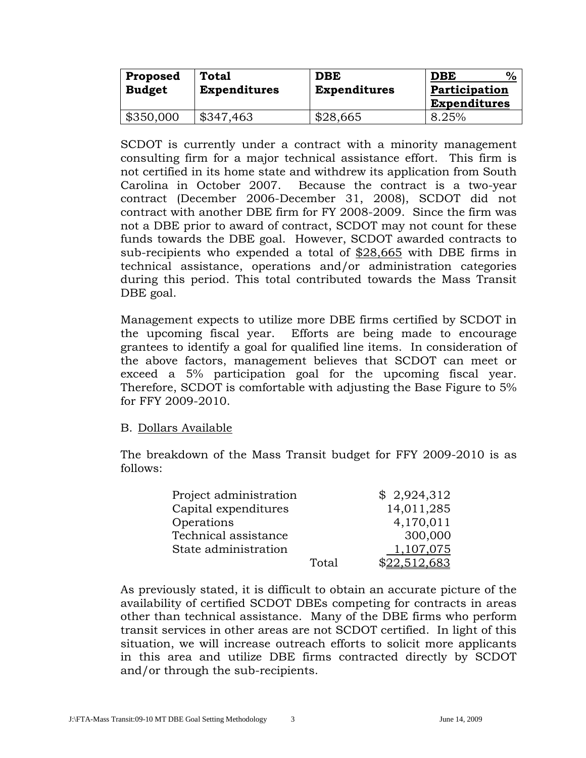| Proposed Budget | Total Expenditures | DBE Expenditures | DBE % Participation Expenditures |
|---|---|---|---|
| $350,000 | $347,463 | $28,665 | 8.25% |

SCDOT is currently under a contract with a minority management consulting firm for a major technical assistance effort. This firm is not certified in its home state and withdrew its application from South Carolina in October 2007. Because the contract is a two-year contract (December 2006-December 31, 2008), SCDOT did not contract with another DBE firm for FY 2008-2009. Since the firm was not a DBE prior to award of contract, SCDOT may not count for these funds towards the DBE goal. However, SCDOT awarded contracts to sub-recipients who expended a total of $28,665 with DBE firms in technical assistance, operations and/or administration categories during this period. This total contributed towards the Mass Transit DBE goal.

Management expects to utilize more DBE firms certified by SCDOT in the upcoming fiscal year. Efforts are being made to encourage grantees to identify a goal for qualified line items. In consideration of the above factors, management believes that SCDOT can meet or exceed a 5% participation goal for the upcoming fiscal year. Therefore, SCDOT is comfortable with adjusting the Base Figure to 5% for FFY 2009-2010.

B. Dollars Available

The breakdown of the Mass Transit budget for FFY 2009-2010 is as follows:

| | | |
|---|---|---|
| Project administration | | $ 2,924,312 |
| Capital expenditures | | 14,011,285 |
| Operations | | 4,170,011 |
| Technical assistance | | 300,000 |
| State administration | | 1,107,075 |
| | Total | $22,512,683 |

As previously stated, it is difficult to obtain an accurate picture of the availability of certified SCDOT DBEs competing for contracts in areas other than technical assistance. Many of the DBE firms who perform transit services in other areas are not SCDOT certified. In light of this situation, we will increase outreach efforts to solicit more applicants in this area and utilize DBE firms contracted directly by SCDOT and/or through the sub-recipients.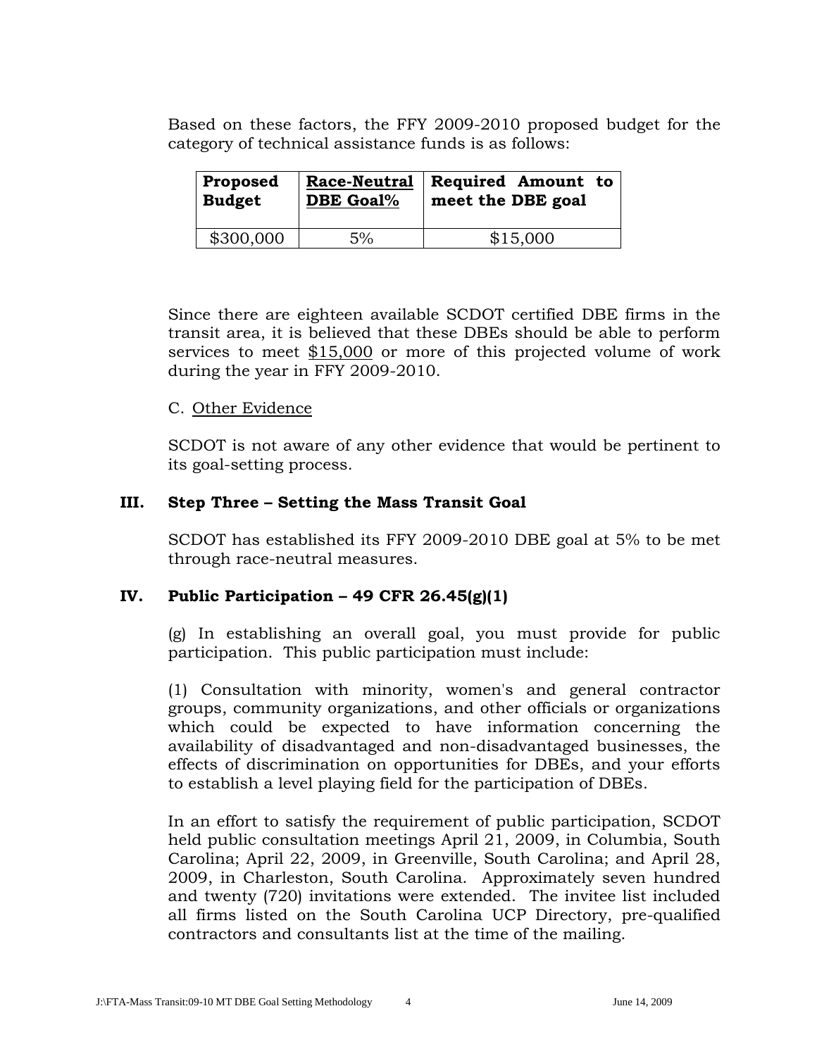Based on these factors, the FFY 2009-2010 proposed budget for the category of technical assistance funds is as follows:

| **Proposed Budget** | **Race-Neutral DBE Goal%** | **Required Amount to meet the DBE goal** |
|---|---|---|
| $300,000 | 5% | $15,000 |

Since there are eighteen available SCDOT certified DBE firms in the transit area, it is believed that these DBEs should be able to perform services to meet $15,000 or more of this projected volume of work during the year in FFY 2009-2010.

C. Other Evidence

SCDOT is not aware of any other evidence that would be pertinent to its goal-setting process.

## III. Step Three – Setting the Mass Transit Goal

SCDOT has established its FFY 2009-2010 DBE goal at 5% to be met through race-neutral measures.

## IV. Public Participation – 49 CFR 26.45(g)(1)

(g) In establishing an overall goal, you must provide for public participation. This public participation must include:

(1) Consultation with minority, women's and general contractor groups, community organizations, and other officials or organizations which could be expected to have information concerning the availability of disadvantaged and non-disadvantaged businesses, the effects of discrimination on opportunities for DBEs, and your efforts to establish a level playing field for the participation of DBEs.

In an effort to satisfy the requirement of public participation, SCDOT held public consultation meetings April 21, 2009, in Columbia, South Carolina; April 22, 2009, in Greenville, South Carolina; and April 28, 2009, in Charleston, South Carolina. Approximately seven hundred and twenty (720) invitations were extended. The invitee list included all firms listed on the South Carolina UCP Directory, pre-qualified contractors and consultants list at the time of the mailing.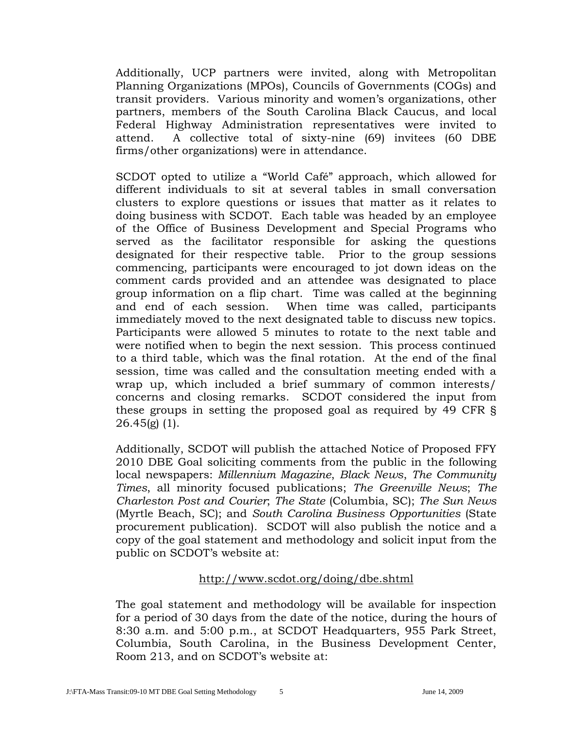Additionally, UCP partners were invited, along with Metropolitan Planning Organizations (MPOs), Councils of Governments (COGs) and transit providers. Various minority and women's organizations, other partners, members of the South Carolina Black Caucus, and local Federal Highway Administration representatives were invited to attend. A collective total of sixty-nine (69) invitees (60 DBE firms/other organizations) were in attendance.

SCDOT opted to utilize a "World Café" approach, which allowed for different individuals to sit at several tables in small conversation clusters to explore questions or issues that matter as it relates to doing business with SCDOT. Each table was headed by an employee of the Office of Business Development and Special Programs who served as the facilitator responsible for asking the questions designated for their respective table. Prior to the group sessions commencing, participants were encouraged to jot down ideas on the comment cards provided and an attendee was designated to place group information on a flip chart. Time was called at the beginning and end of each session. When time was called, participants immediately moved to the next designated table to discuss new topics. Participants were allowed 5 minutes to rotate to the next table and were notified when to begin the next session. This process continued to a third table, which was the final rotation. At the end of the final session, time was called and the consultation meeting ended with a wrap up, which included a brief summary of common interests/ concerns and closing remarks. SCDOT considered the input from these groups in setting the proposed goal as required by 49 CFR § 26.45(g) (1).

Additionally, SCDOT will publish the attached Notice of Proposed FFY 2010 DBE Goal soliciting comments from the public in the following local newspapers: *Millennium Magazine*, *Black News*, *The Community Times*, all minority focused publications; *The Greenville News*; *The Charleston Post and Courier*; *The State* (Columbia, SC); *The Sun News* (Myrtle Beach, SC); and *South Carolina Business Opportunities* (State procurement publication). SCDOT will also publish the notice and a copy of the goal statement and methodology and solicit input from the public on SCDOT's website at:

http://www.scdot.org/doing/dbe.shtml

The goal statement and methodology will be available for inspection for a period of 30 days from the date of the notice, during the hours of 8:30 a.m. and 5:00 p.m., at SCDOT Headquarters, 955 Park Street, Columbia, South Carolina, in the Business Development Center, Room 213, and on SCDOT's website at: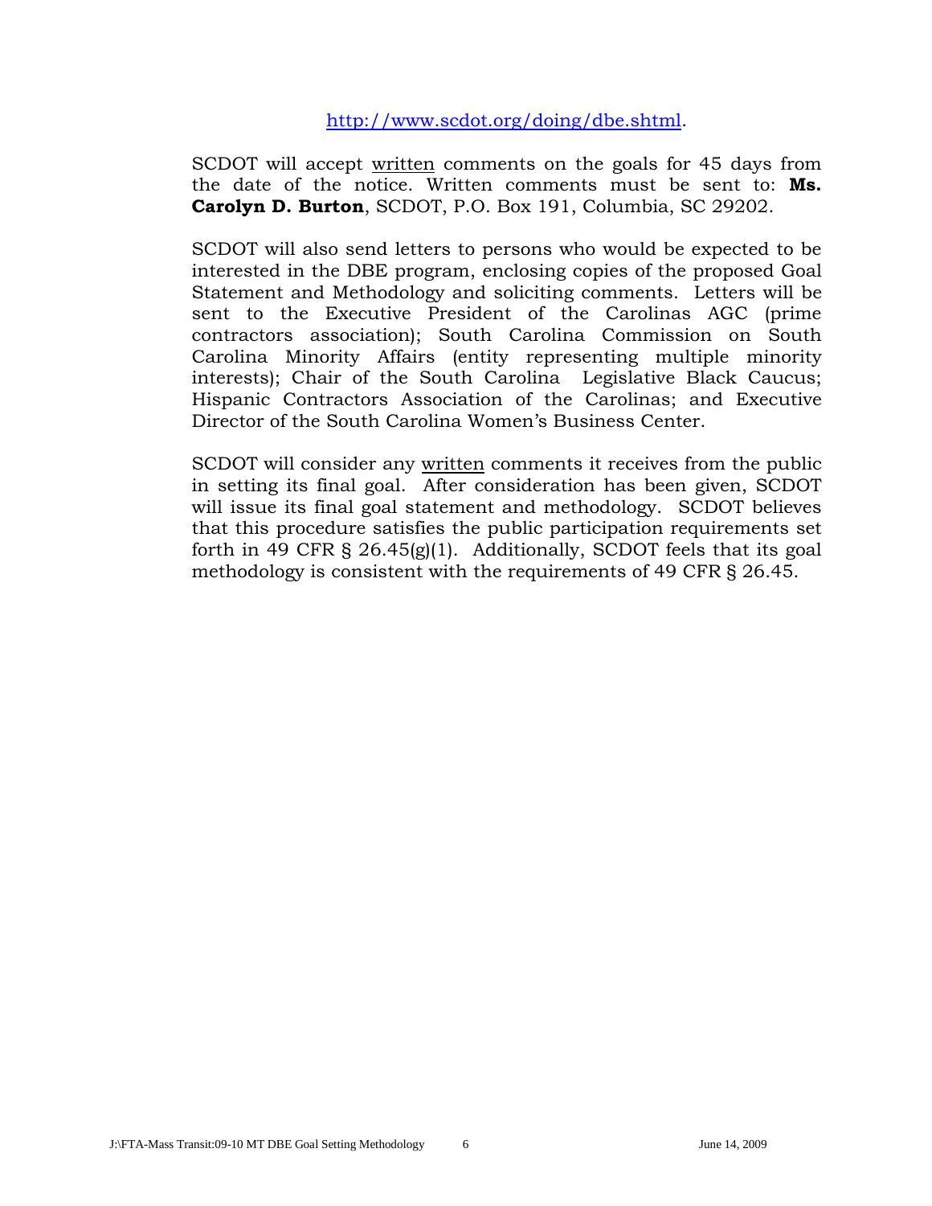http://www.scdot.org/doing/dbe.shtml.

SCDOT will accept written comments on the goals for 45 days from the date of the notice. Written comments must be sent to: **Ms. Carolyn D. Burton**, SCDOT, P.O. Box 191, Columbia, SC 29202.

SCDOT will also send letters to persons who would be expected to be interested in the DBE program, enclosing copies of the proposed Goal Statement and Methodology and soliciting comments. Letters will be sent to the Executive President of the Carolinas AGC (prime contractors association); South Carolina Commission on South Carolina Minority Affairs (entity representing multiple minority interests); Chair of the South Carolina Legislative Black Caucus; Hispanic Contractors Association of the Carolinas; and Executive Director of the South Carolina Women's Business Center.

SCDOT will consider any written comments it receives from the public in setting its final goal. After consideration has been given, SCDOT will issue its final goal statement and methodology. SCDOT believes that this procedure satisfies the public participation requirements set forth in 49 CFR § 26.45(g)(1). Additionally, SCDOT feels that its goal methodology is consistent with the requirements of 49 CFR § 26.45.